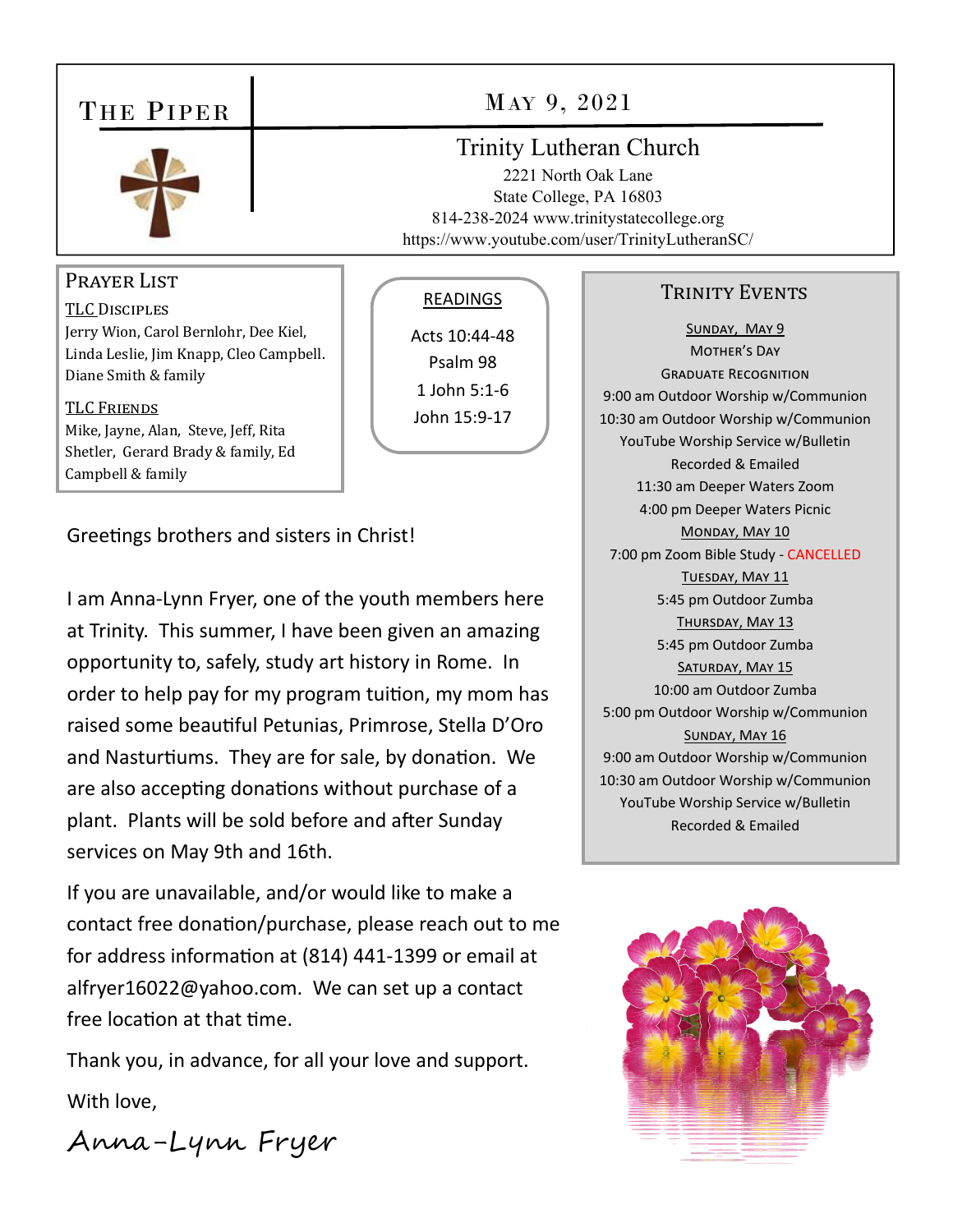# The Piper

## May 9, 2021

### Trinity Lutheran Church

2221 North Oak Lane
State College, PA 16803
814-238-2024 www.trinitystatecollege.org
https://www.youtube.com/user/TrinityLutheranSC/

## Prayer List

**TLC Disciples**

Jerry Wion, Carol Bernlohr, Dee Kiel, Linda Leslie, Jim Knapp, Cleo Campbell. Diane Smith & family

**TLC Friends**

Mike, Jayne, Alan, Steve, Jeff, Rita Shetler, Gerard Brady & family, Ed Campbell & family

## Readings

Acts 10:44-48
Psalm 98
1 John 5:1-6
John 15:9-17

Greetings brothers and sisters in Christ!

I am Anna-Lynn Fryer, one of the youth members here at Trinity. This summer, I have been given an amazing opportunity to, safely, study art history in Rome. In order to help pay for my program tuition, my mom has raised some beautiful Petunias, Primrose, Stella D'Oro and Nasturtiums. They are for sale, by donation. We are also accepting donations without purchase of a plant. Plants will be sold before and after Sunday services on May 9th and 16th.

If you are unavailable, and/or would like to make a contact free donation/purchase, please reach out to me for address information at (814) 441-1399 or email at alfryer16022@yahoo.com. We can set up a contact free location at that time.

Thank you, in advance, for all your love and support.

With love,

*Anna-Lynn Fryer*

## Trinity Events

**Sunday, May 9**
Mother's Day
Graduate Recognition
9:00 am Outdoor Worship w/Communion
10:30 am Outdoor Worship w/Communion
YouTube Worship Service w/Bulletin
Recorded & Emailed
11:30 am Deeper Waters Zoom
4:00 pm Deeper Waters Picnic

**Monday, May 10**
7:00 pm Zoom Bible Study - CANCELLED

**Tuesday, May 11**
5:45 pm Outdoor Zumba

**Thursday, May 13**
5:45 pm Outdoor Zumba

**Saturday, May 15**
10:00 am Outdoor Zumba
5:00 pm Outdoor Worship w/Communion

**Sunday, May 16**
9:00 am Outdoor Worship w/Communion
10:30 am Outdoor Worship w/Communion
YouTube Worship Service w/Bulletin
Recorded & Emailed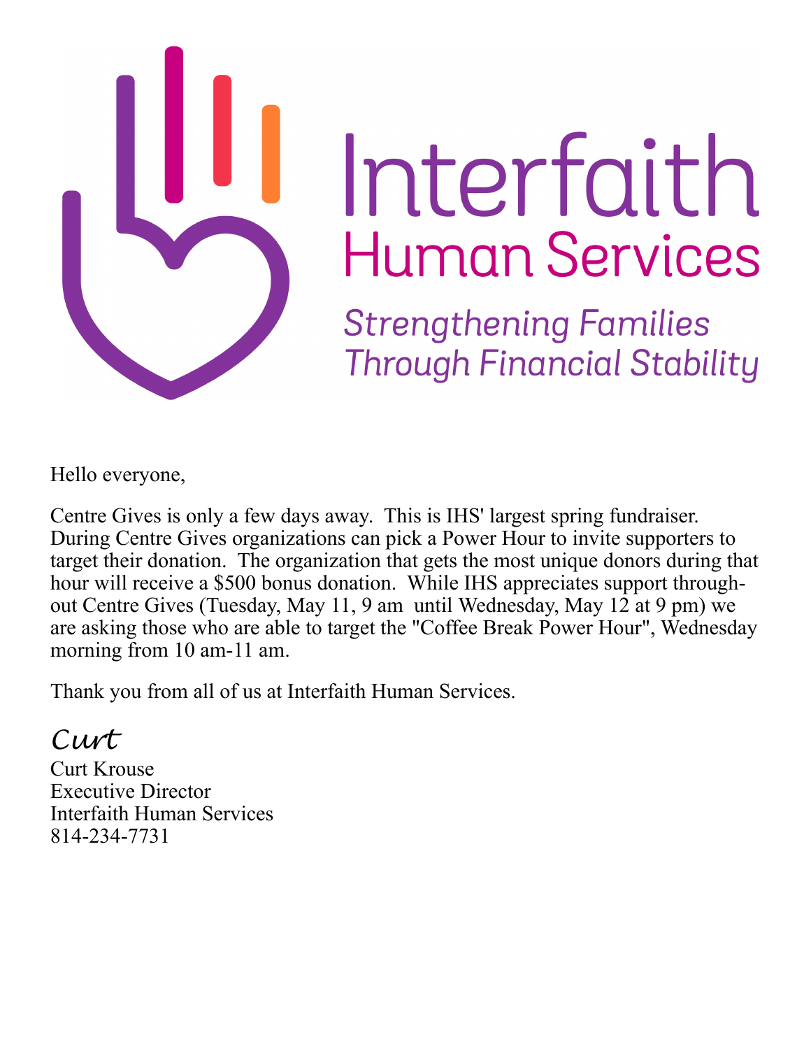# Interfaith Human Services

*Strengthening Families Through Financial Stability*

Hello everyone,

Centre Gives is only a few days away. This is IHS' largest spring fundraiser. During Centre Gives organizations can pick a Power Hour to invite supporters to target their donation. The organization that gets the most unique donors during that hour will receive a $500 bonus donation. While IHS appreciates support throughout Centre Gives (Tuesday, May 11, 9 am until Wednesday, May 12 at 9 pm) we are asking those who are able to target the "Coffee Break Power Hour", Wednesday morning from 10 am-11 am.

Thank you from all of us at Interfaith Human Services.

*Curt*

Curt Krouse
Executive Director
Interfaith Human Services
814-234-7731